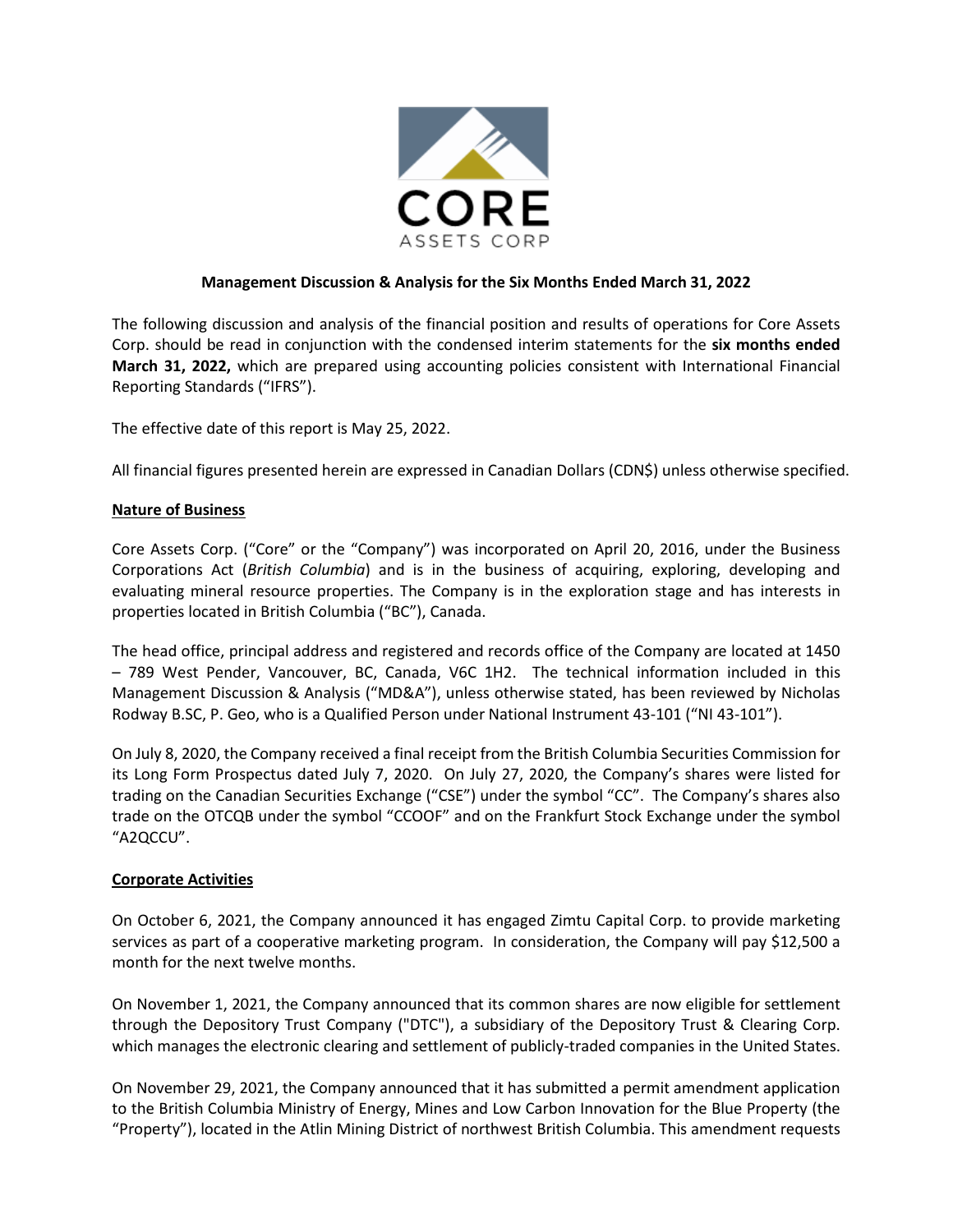**Management Discussion & Analysis for the Six Months Ended March 31, 2022**

The following discussion and analysis of the financial position and results of operations for Core Assets Corp. should be read in conjunction with the condensed interim statements for the **six months ended March 31, 2022,** which are prepared using accounting policies consistent with International Financial Reporting Standards ("IFRS").

The effective date of this report is May 25, 2022.

All financial figures presented herein are expressed in Canadian Dollars (CDN$) unless otherwise specified.

## Nature of Business

Core Assets Corp. ("Core" or the "Company") was incorporated on April 20, 2016, under the Business Corporations Act (*British Columbia*) and is in the business of acquiring, exploring, developing and evaluating mineral resource properties. The Company is in the exploration stage and has interests in properties located in British Columbia ("BC"), Canada.

The head office, principal address and registered and records office of the Company are located at 1450 – 789 West Pender, Vancouver, BC, Canada, V6C 1H2. The technical information included in this Management Discussion & Analysis ("MD&A"), unless otherwise stated, has been reviewed by Nicholas Rodway B.SC, P. Geo, who is a Qualified Person under National Instrument 43-101 ("NI 43-101").

On July 8, 2020, the Company received a final receipt from the British Columbia Securities Commission for its Long Form Prospectus dated July 7, 2020. On July 27, 2020, the Company's shares were listed for trading on the Canadian Securities Exchange ("CSE") under the symbol "CC". The Company's shares also trade on the OTCQB under the symbol "CCOOF" and on the Frankfurt Stock Exchange under the symbol "A2QCCU".

## Corporate Activities

On October 6, 2021, the Company announced it has engaged Zimtu Capital Corp. to provide marketing services as part of a cooperative marketing program. In consideration, the Company will pay $12,500 a month for the next twelve months.

On November 1, 2021, the Company announced that its common shares are now eligible for settlement through the Depository Trust Company ("DTC"), a subsidiary of the Depository Trust & Clearing Corp. which manages the electronic clearing and settlement of publicly-traded companies in the United States.

On November 29, 2021, the Company announced that it has submitted a permit amendment application to the British Columbia Ministry of Energy, Mines and Low Carbon Innovation for the Blue Property (the "Property"), located in the Atlin Mining District of northwest British Columbia. This amendment requests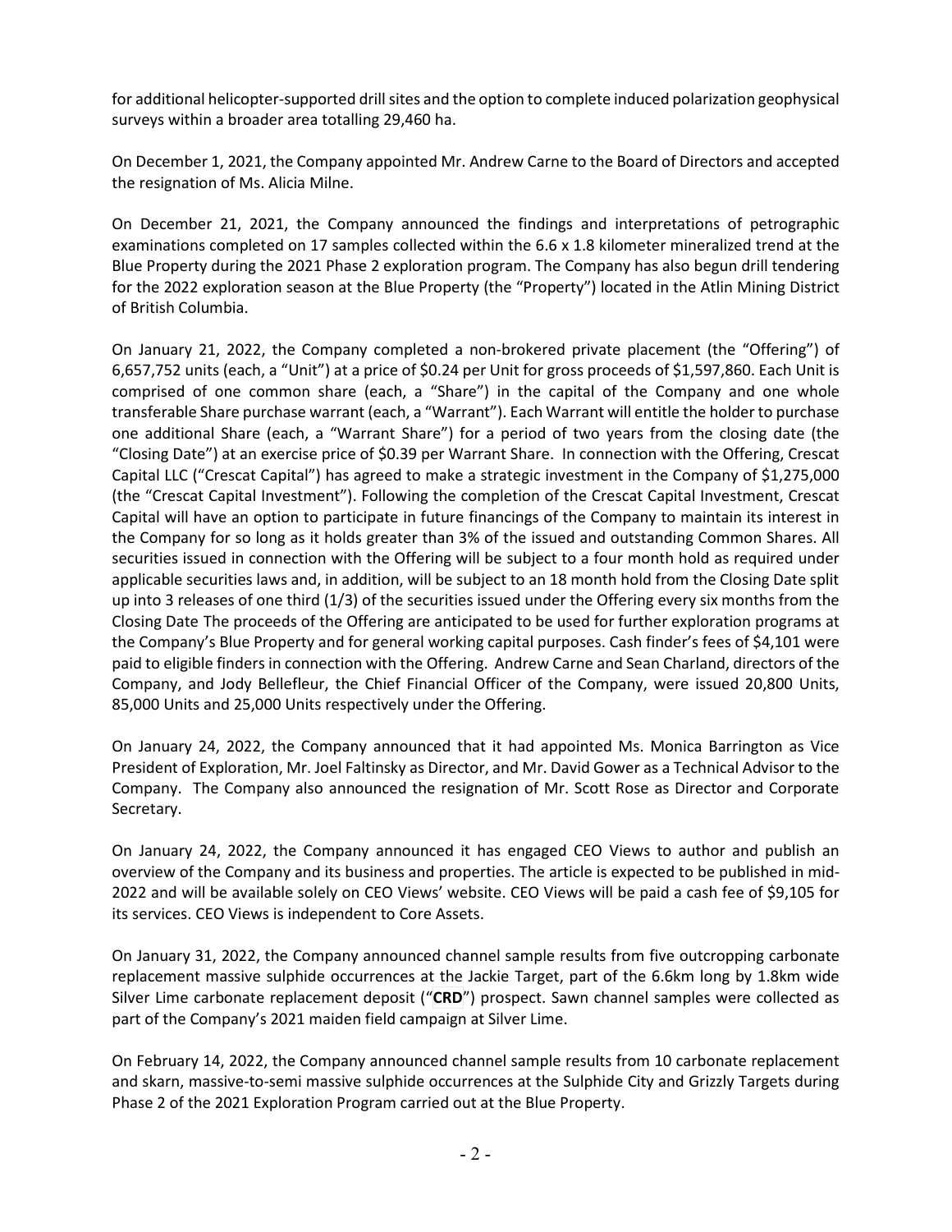for additional helicopter-supported drill sites and the option to complete induced polarization geophysical surveys within a broader area totalling 29,460 ha.

On December 1, 2021, the Company appointed Mr. Andrew Carne to the Board of Directors and accepted the resignation of Ms. Alicia Milne.

On December 21, 2021, the Company announced the findings and interpretations of petrographic examinations completed on 17 samples collected within the 6.6 x 1.8 kilometer mineralized trend at the Blue Property during the 2021 Phase 2 exploration program. The Company has also begun drill tendering for the 2022 exploration season at the Blue Property (the "Property") located in the Atlin Mining District of British Columbia.

On January 21, 2022, the Company completed a non-brokered private placement (the "Offering") of 6,657,752 units (each, a "Unit") at a price of $0.24 per Unit for gross proceeds of $1,597,860. Each Unit is comprised of one common share (each, a "Share") in the capital of the Company and one whole transferable Share purchase warrant (each, a "Warrant"). Each Warrant will entitle the holder to purchase one additional Share (each, a "Warrant Share") for a period of two years from the closing date (the "Closing Date") at an exercise price of $0.39 per Warrant Share. In connection with the Offering, Crescat Capital LLC ("Crescat Capital") has agreed to make a strategic investment in the Company of $1,275,000 (the "Crescat Capital Investment"). Following the completion of the Crescat Capital Investment, Crescat Capital will have an option to participate in future financings of the Company to maintain its interest in the Company for so long as it holds greater than 3% of the issued and outstanding Common Shares. All securities issued in connection with the Offering will be subject to a four month hold as required under applicable securities laws and, in addition, will be subject to an 18 month hold from the Closing Date split up into 3 releases of one third (1/3) of the securities issued under the Offering every six months from the Closing Date The proceeds of the Offering are anticipated to be used for further exploration programs at the Company's Blue Property and for general working capital purposes. Cash finder's fees of $4,101 were paid to eligible finders in connection with the Offering. Andrew Carne and Sean Charland, directors of the Company, and Jody Bellefleur, the Chief Financial Officer of the Company, were issued 20,800 Units, 85,000 Units and 25,000 Units respectively under the Offering.

On January 24, 2022, the Company announced that it had appointed Ms. Monica Barrington as Vice President of Exploration, Mr. Joel Faltinsky as Director, and Mr. David Gower as a Technical Advisor to the Company. The Company also announced the resignation of Mr. Scott Rose as Director and Corporate Secretary.

On January 24, 2022, the Company announced it has engaged CEO Views to author and publish an overview of the Company and its business and properties. The article is expected to be published in mid-2022 and will be available solely on CEO Views' website. CEO Views will be paid a cash fee of $9,105 for its services. CEO Views is independent to Core Assets.

On January 31, 2022, the Company announced channel sample results from five outcropping carbonate replacement massive sulphide occurrences at the Jackie Target, part of the 6.6km long by 1.8km wide Silver Lime carbonate replacement deposit ("**CRD**") prospect. Sawn channel samples were collected as part of the Company's 2021 maiden field campaign at Silver Lime.

On February 14, 2022, the Company announced channel sample results from 10 carbonate replacement and skarn, massive-to-semi massive sulphide occurrences at the Sulphide City and Grizzly Targets during Phase 2 of the 2021 Exploration Program carried out at the Blue Property.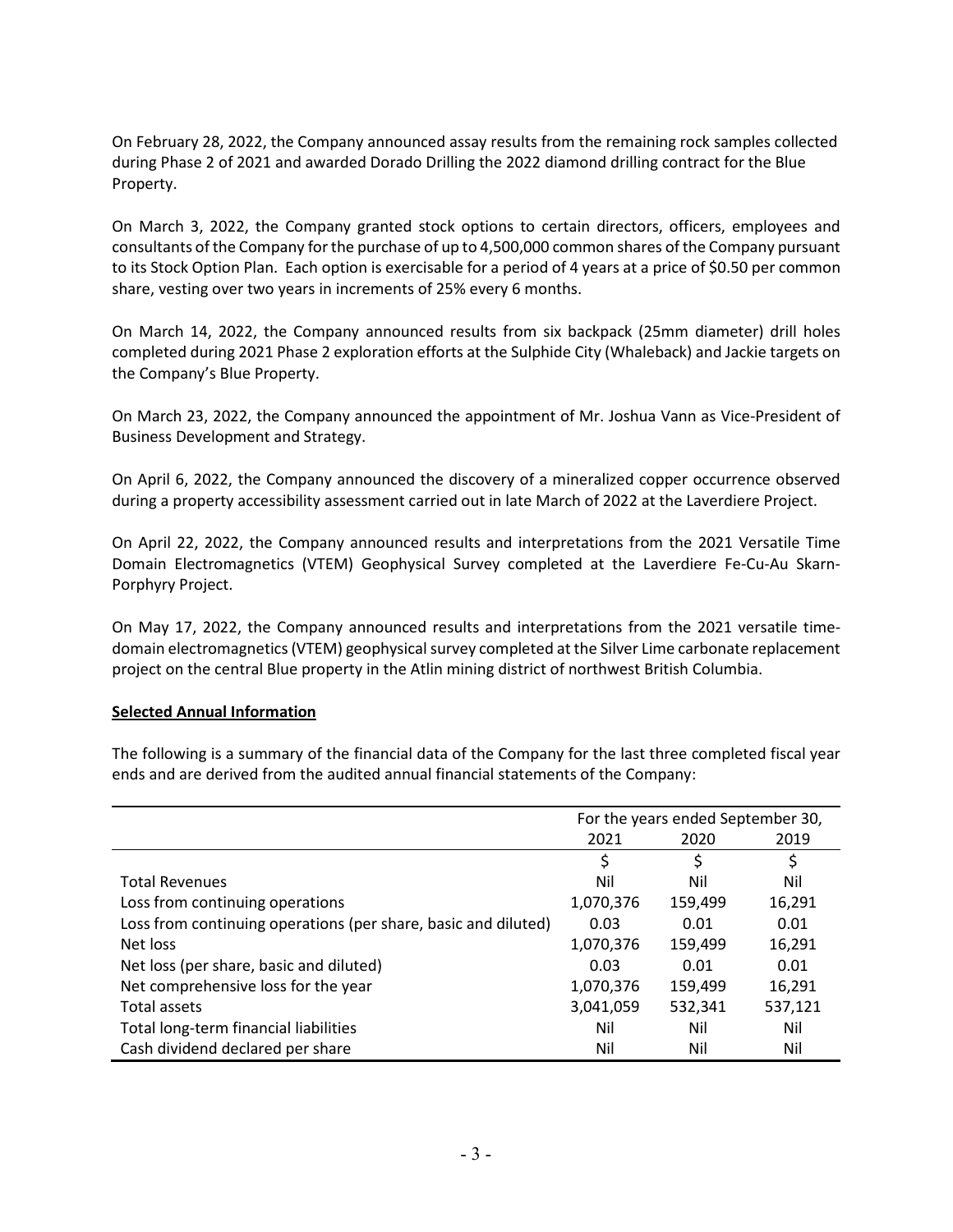On February 28, 2022, the Company announced assay results from the remaining rock samples collected during Phase 2 of 2021 and awarded Dorado Drilling the 2022 diamond drilling contract for the Blue Property.

On March 3, 2022, the Company granted stock options to certain directors, officers, employees and consultants of the Company for the purchase of up to 4,500,000 common shares of the Company pursuant to its Stock Option Plan. Each option is exercisable for a period of 4 years at a price of $0.50 per common share, vesting over two years in increments of 25% every 6 months.

On March 14, 2022, the Company announced results from six backpack (25mm diameter) drill holes completed during 2021 Phase 2 exploration efforts at the Sulphide City (Whaleback) and Jackie targets on the Company's Blue Property.

On March 23, 2022, the Company announced the appointment of Mr. Joshua Vann as Vice-President of Business Development and Strategy.

On April 6, 2022, the Company announced the discovery of a mineralized copper occurrence observed during a property accessibility assessment carried out in late March of 2022 at the Laverdiere Project.

On April 22, 2022, the Company announced results and interpretations from the 2021 Versatile Time Domain Electromagnetics (VTEM) Geophysical Survey completed at the Laverdiere Fe-Cu-Au Skarn-Porphyry Project.

On May 17, 2022, the Company announced results and interpretations from the 2021 versatile time-domain electromagnetics (VTEM) geophysical survey completed at the Silver Lime carbonate replacement project on the central Blue property in the Atlin mining district of northwest British Columbia.

**Selected Annual Information**

The following is a summary of the financial data of the Company for the last three completed fiscal year ends and are derived from the audited annual financial statements of the Company:

| | For the years ended September 30, | | |
|---|---|---|---|
| | 2021 | 2020 | 2019 |
| | $ | $ | $ |
| Total Revenues | Nil | Nil | Nil |
| Loss from continuing operations | 1,070,376 | 159,499 | 16,291 |
| Loss from continuing operations (per share, basic and diluted) | 0.03 | 0.01 | 0.01 |
| Net loss | 1,070,376 | 159,499 | 16,291 |
| Net loss (per share, basic and diluted) | 0.03 | 0.01 | 0.01 |
| Net comprehensive loss for the year | 1,070,376 | 159,499 | 16,291 |
| Total assets | 3,041,059 | 532,341 | 537,121 |
| Total long-term financial liabilities | Nil | Nil | Nil |
| Cash dividend declared per share | Nil | Nil | Nil |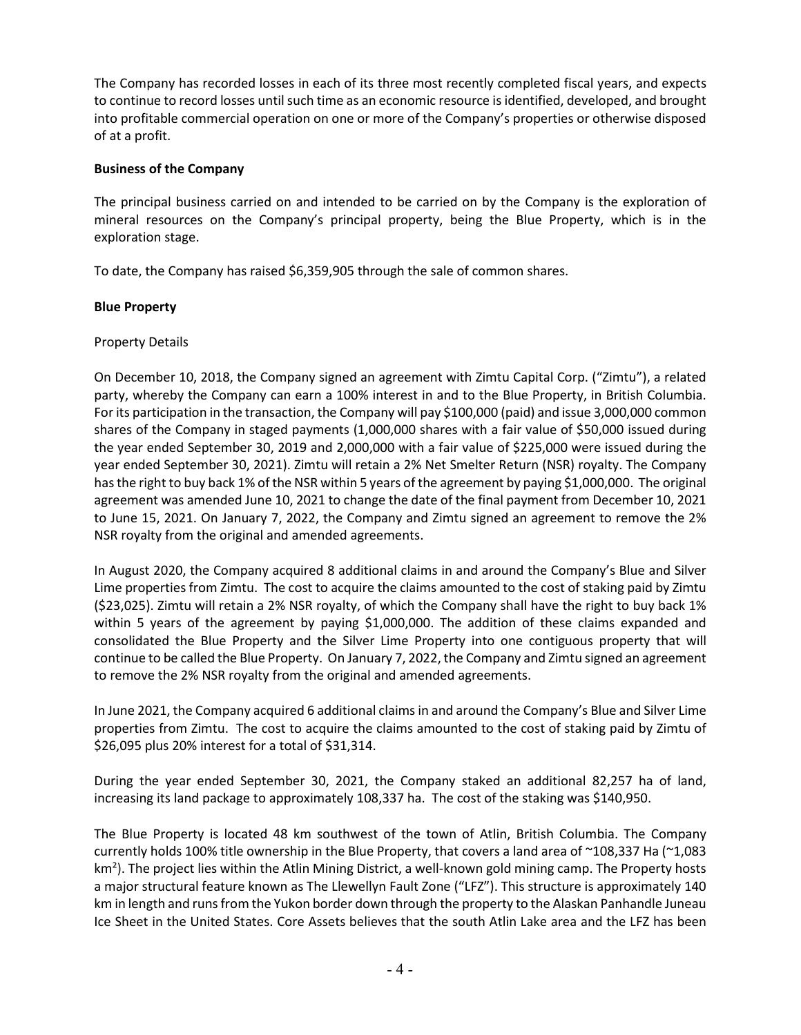The Company has recorded losses in each of its three most recently completed fiscal years, and expects to continue to record losses until such time as an economic resource is identified, developed, and brought into profitable commercial operation on one or more of the Company's properties or otherwise disposed of at a profit.

**Business of the Company**

The principal business carried on and intended to be carried on by the Company is the exploration of mineral resources on the Company's principal property, being the Blue Property, which is in the exploration stage.

To date, the Company has raised $6,359,905 through the sale of common shares.

**Blue Property**

Property Details

On December 10, 2018, the Company signed an agreement with Zimtu Capital Corp. ("Zimtu"), a related party, whereby the Company can earn a 100% interest in and to the Blue Property, in British Columbia. For its participation in the transaction, the Company will pay $100,000 (paid) and issue 3,000,000 common shares of the Company in staged payments (1,000,000 shares with a fair value of $50,000 issued during the year ended September 30, 2019 and 2,000,000 with a fair value of $225,000 were issued during the year ended September 30, 2021). Zimtu will retain a 2% Net Smelter Return (NSR) royalty. The Company has the right to buy back 1% of the NSR within 5 years of the agreement by paying $1,000,000. The original agreement was amended June 10, 2021 to change the date of the final payment from December 10, 2021 to June 15, 2021. On January 7, 2022, the Company and Zimtu signed an agreement to remove the 2% NSR royalty from the original and amended agreements.

In August 2020, the Company acquired 8 additional claims in and around the Company's Blue and Silver Lime properties from Zimtu. The cost to acquire the claims amounted to the cost of staking paid by Zimtu ($23,025). Zimtu will retain a 2% NSR royalty, of which the Company shall have the right to buy back 1% within 5 years of the agreement by paying $1,000,000. The addition of these claims expanded and consolidated the Blue Property and the Silver Lime Property into one contiguous property that will continue to be called the Blue Property. On January 7, 2022, the Company and Zimtu signed an agreement to remove the 2% NSR royalty from the original and amended agreements.

In June 2021, the Company acquired 6 additional claims in and around the Company's Blue and Silver Lime properties from Zimtu. The cost to acquire the claims amounted to the cost of staking paid by Zimtu of $26,095 plus 20% interest for a total of $31,314.

During the year ended September 30, 2021, the Company staked an additional 82,257 ha of land, increasing its land package to approximately 108,337 ha. The cost of the staking was $140,950.

The Blue Property is located 48 km southwest of the town of Atlin, British Columbia. The Company currently holds 100% title ownership in the Blue Property, that covers a land area of ~108,337 Ha (~1,083 km$^2$). The project lies within the Atlin Mining District, a well-known gold mining camp. The Property hosts a major structural feature known as The Llewellyn Fault Zone ("LFZ"). This structure is approximately 140 km in length and runs from the Yukon border down through the property to the Alaskan Panhandle Juneau Ice Sheet in the United States. Core Assets believes that the south Atlin Lake area and the LFZ has been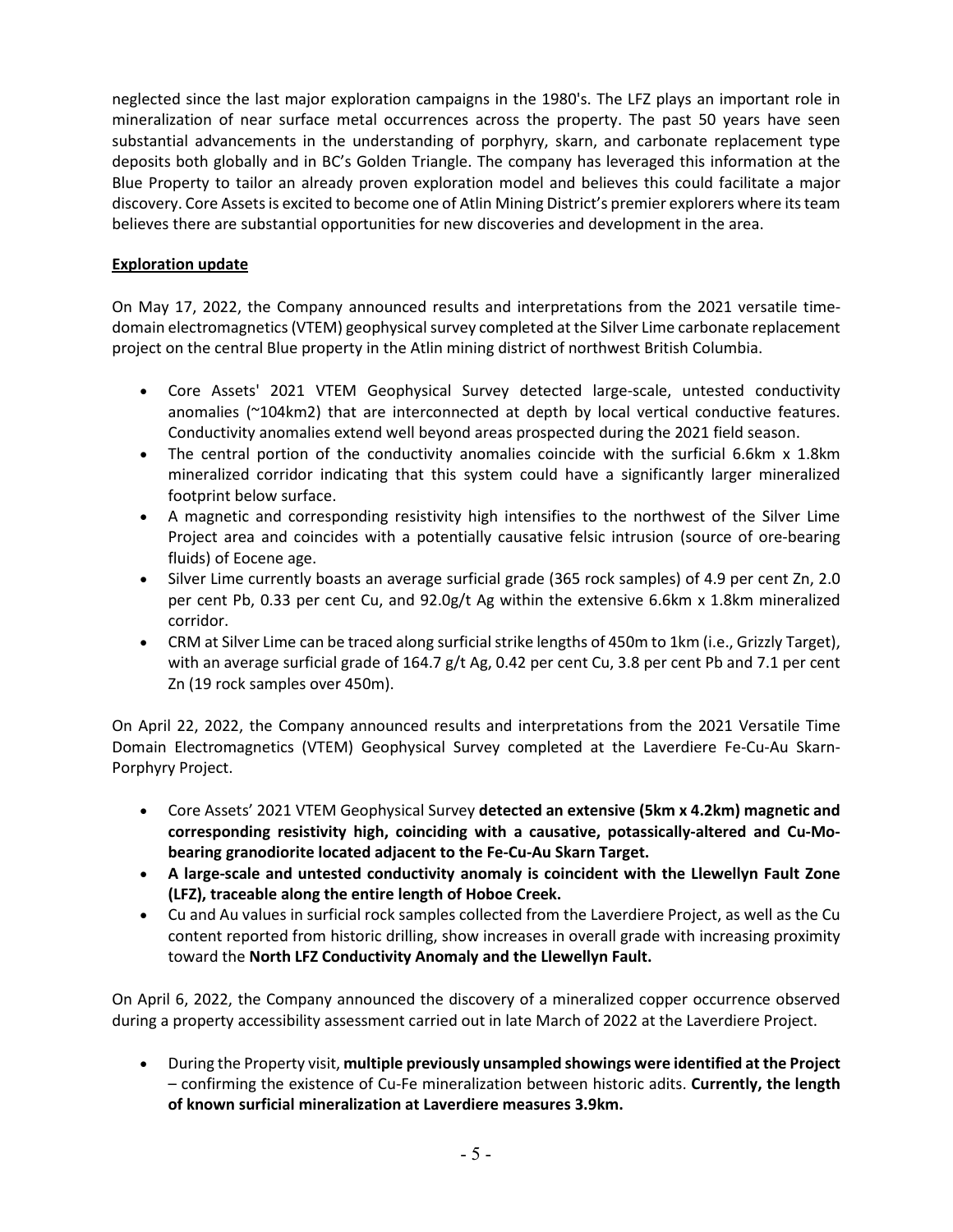neglected since the last major exploration campaigns in the 1980's. The LFZ plays an important role in mineralization of near surface metal occurrences across the property. The past 50 years have seen substantial advancements in the understanding of porphyry, skarn, and carbonate replacement type deposits both globally and in BC's Golden Triangle. The company has leveraged this information at the Blue Property to tailor an already proven exploration model and believes this could facilitate a major discovery. Core Assets is excited to become one of Atlin Mining District's premier explorers where its team believes there are substantial opportunities for new discoveries and development in the area.

**Exploration update**

On May 17, 2022, the Company announced results and interpretations from the 2021 versatile time-domain electromagnetics (VTEM) geophysical survey completed at the Silver Lime carbonate replacement project on the central Blue property in the Atlin mining district of northwest British Columbia.

- Core Assets' 2021 VTEM Geophysical Survey detected large-scale, untested conductivity anomalies (~104km2) that are interconnected at depth by local vertical conductive features. Conductivity anomalies extend well beyond areas prospected during the 2021 field season.
- The central portion of the conductivity anomalies coincide with the surficial 6.6km x 1.8km mineralized corridor indicating that this system could have a significantly larger mineralized footprint below surface.
- A magnetic and corresponding resistivity high intensifies to the northwest of the Silver Lime Project area and coincides with a potentially causative felsic intrusion (source of ore-bearing fluids) of Eocene age.
- Silver Lime currently boasts an average surficial grade (365 rock samples) of 4.9 per cent Zn, 2.0 per cent Pb, 0.33 per cent Cu, and 92.0g/t Ag within the extensive 6.6km x 1.8km mineralized corridor.
- CRM at Silver Lime can be traced along surficial strike lengths of 450m to 1km (i.e., Grizzly Target), with an average surficial grade of 164.7 g/t Ag, 0.42 per cent Cu, 3.8 per cent Pb and 7.1 per cent Zn (19 rock samples over 450m).

On April 22, 2022, the Company announced results and interpretations from the 2021 Versatile Time Domain Electromagnetics (VTEM) Geophysical Survey completed at the Laverdiere Fe-Cu-Au Skarn-Porphyry Project.

- Core Assets' 2021 VTEM Geophysical Survey **detected an extensive (5km x 4.2km) magnetic and corresponding resistivity high, coinciding with a causative, potassically-altered and Cu-Mo-bearing granodiorite located adjacent to the Fe-Cu-Au Skarn Target.**
- **A large-scale and untested conductivity anomaly is coincident with the Llewellyn Fault Zone (LFZ), traceable along the entire length of Hoboe Creek.**
- Cu and Au values in surficial rock samples collected from the Laverdiere Project, as well as the Cu content reported from historic drilling, show increases in overall grade with increasing proximity toward the **North LFZ Conductivity Anomaly and the Llewellyn Fault.**

On April 6, 2022, the Company announced the discovery of a mineralized copper occurrence observed during a property accessibility assessment carried out in late March of 2022 at the Laverdiere Project.

- During the Property visit, **multiple previously unsampled showings were identified at the Project** – confirming the existence of Cu-Fe mineralization between historic adits. **Currently, the length of known surficial mineralization at Laverdiere measures 3.9km.**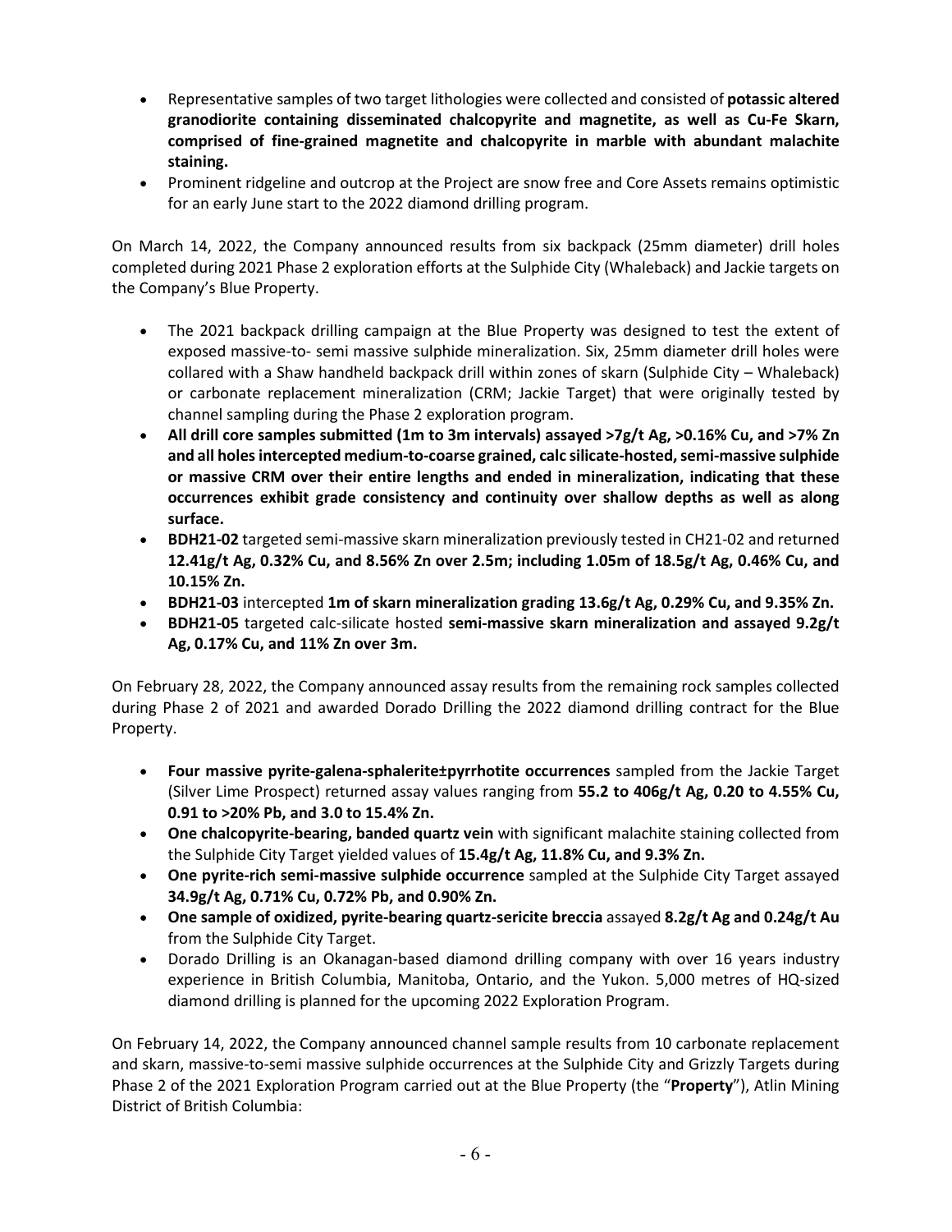- Representative samples of two target lithologies were collected and consisted of **potassic altered granodiorite containing disseminated chalcopyrite and magnetite, as well as Cu-Fe Skarn, comprised of fine-grained magnetite and chalcopyrite in marble with abundant malachite staining.**
- Prominent ridgeline and outcrop at the Project are snow free and Core Assets remains optimistic for an early June start to the 2022 diamond drilling program.

On March 14, 2022, the Company announced results from six backpack (25mm diameter) drill holes completed during 2021 Phase 2 exploration efforts at the Sulphide City (Whaleback) and Jackie targets on the Company's Blue Property.

- The 2021 backpack drilling campaign at the Blue Property was designed to test the extent of exposed massive-to- semi massive sulphide mineralization. Six, 25mm diameter drill holes were collared with a Shaw handheld backpack drill within zones of skarn (Sulphide City – Whaleback) or carbonate replacement mineralization (CRM; Jackie Target) that were originally tested by channel sampling during the Phase 2 exploration program.
- **All drill core samples submitted (1m to 3m intervals) assayed >7g/t Ag, >0.16% Cu, and >7% Zn and all holes intercepted medium-to-coarse grained, calc silicate-hosted, semi-massive sulphide or massive CRM over their entire lengths and ended in mineralization, indicating that these occurrences exhibit grade consistency and continuity over shallow depths as well as along surface.**
- **BDH21-02** targeted semi-massive skarn mineralization previously tested in CH21-02 and returned **12.41g/t Ag, 0.32% Cu, and 8.56% Zn over 2.5m; including 1.05m of 18.5g/t Ag, 0.46% Cu, and 10.15% Zn.**
- **BDH21-03** intercepted **1m of skarn mineralization grading 13.6g/t Ag, 0.29% Cu, and 9.35% Zn.**
- **BDH21-05** targeted calc-silicate hosted **semi-massive skarn mineralization and assayed 9.2g/t Ag, 0.17% Cu, and 11% Zn over 3m.**

On February 28, 2022, the Company announced assay results from the remaining rock samples collected during Phase 2 of 2021 and awarded Dorado Drilling the 2022 diamond drilling contract for the Blue Property.

- **Four massive pyrite-galena-sphalerite±pyrrhotite occurrences** sampled from the Jackie Target (Silver Lime Prospect) returned assay values ranging from **55.2 to 406g/t Ag, 0.20 to 4.55% Cu, 0.91 to >20% Pb, and 3.0 to 15.4% Zn.**
- **One chalcopyrite-bearing, banded quartz vein** with significant malachite staining collected from the Sulphide City Target yielded values of **15.4g/t Ag, 11.8% Cu, and 9.3% Zn.**
- **One pyrite-rich semi-massive sulphide occurrence** sampled at the Sulphide City Target assayed **34.9g/t Ag, 0.71% Cu, 0.72% Pb, and 0.90% Zn.**
- **One sample of oxidized, pyrite-bearing quartz-sericite breccia** assayed **8.2g/t Ag and 0.24g/t Au** from the Sulphide City Target.
- Dorado Drilling is an Okanagan-based diamond drilling company with over 16 years industry experience in British Columbia, Manitoba, Ontario, and the Yukon. 5,000 metres of HQ-sized diamond drilling is planned for the upcoming 2022 Exploration Program.

On February 14, 2022, the Company announced channel sample results from 10 carbonate replacement and skarn, massive-to-semi massive sulphide occurrences at the Sulphide City and Grizzly Targets during Phase 2 of the 2021 Exploration Program carried out at the Blue Property (the "**Property**"), Atlin Mining District of British Columbia: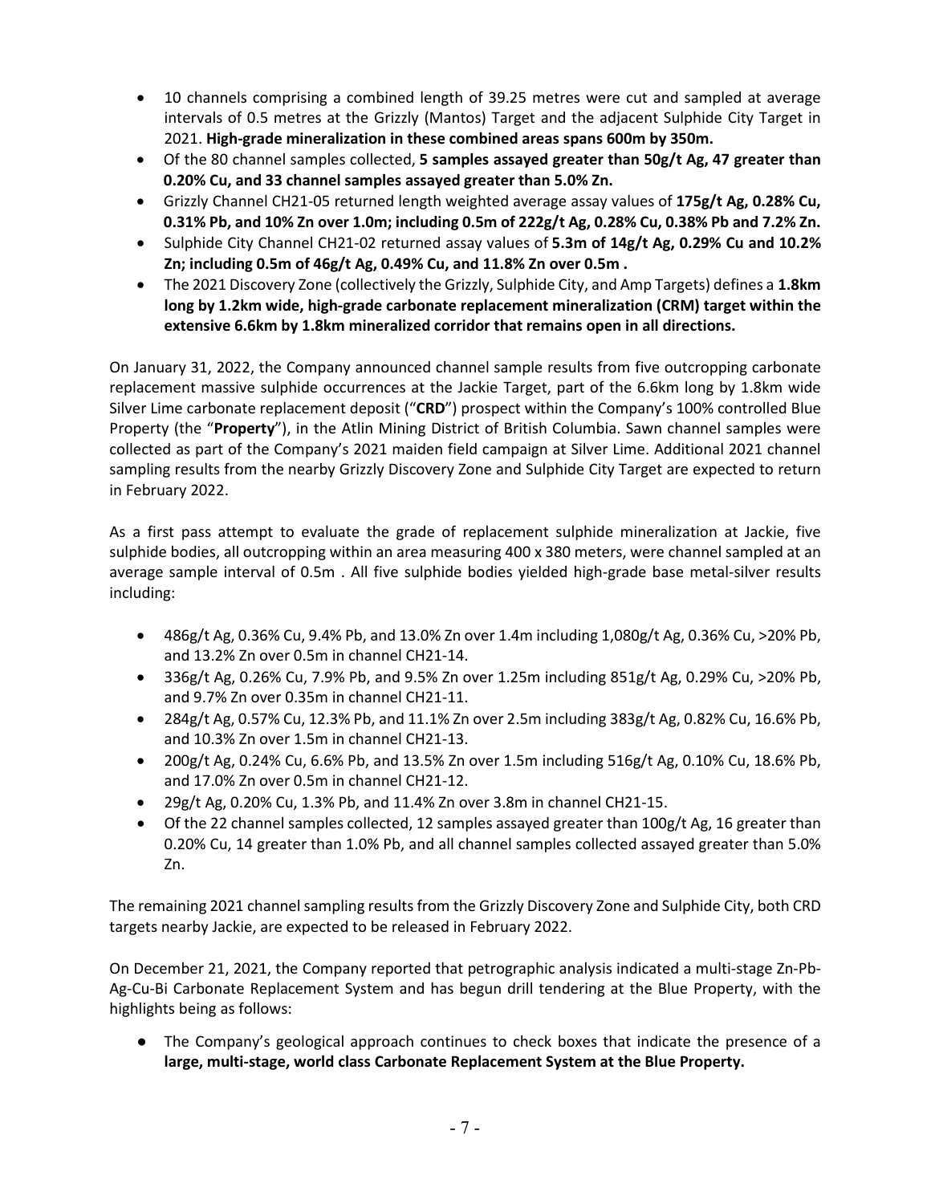- 10 channels comprising a combined length of 39.25 metres were cut and sampled at average intervals of 0.5 metres at the Grizzly (Mantos) Target and the adjacent Sulphide City Target in 2021. **High-grade mineralization in these combined areas spans 600m by 350m.**
- Of the 80 channel samples collected, **5 samples assayed greater than 50g/t Ag, 47 greater than 0.20% Cu, and 33 channel samples assayed greater than 5.0% Zn.**
- Grizzly Channel CH21-05 returned length weighted average assay values of **175g/t Ag, 0.28% Cu, 0.31% Pb, and 10% Zn over 1.0m; including 0.5m of 222g/t Ag, 0.28% Cu, 0.38% Pb and 7.2% Zn.**
- Sulphide City Channel CH21-02 returned assay values of **5.3m of 14g/t Ag, 0.29% Cu and 10.2% Zn; including 0.5m of 46g/t Ag, 0.49% Cu, and 11.8% Zn over 0.5m .**
- The 2021 Discovery Zone (collectively the Grizzly, Sulphide City, and Amp Targets) defines a **1.8km long by 1.2km wide, high-grade carbonate replacement mineralization (CRM) target within the extensive 6.6km by 1.8km mineralized corridor that remains open in all directions.**

On January 31, 2022, the Company announced channel sample results from five outcropping carbonate replacement massive sulphide occurrences at the Jackie Target, part of the 6.6km long by 1.8km wide Silver Lime carbonate replacement deposit ("**CRD**") prospect within the Company's 100% controlled Blue Property (the "**Property**"), in the Atlin Mining District of British Columbia. Sawn channel samples were collected as part of the Company's 2021 maiden field campaign at Silver Lime. Additional 2021 channel sampling results from the nearby Grizzly Discovery Zone and Sulphide City Target are expected to return in February 2022.

As a first pass attempt to evaluate the grade of replacement sulphide mineralization at Jackie, five sulphide bodies, all outcropping within an area measuring 400 x 380 meters, were channel sampled at an average sample interval of 0.5m . All five sulphide bodies yielded high-grade base metal-silver results including:

- 486g/t Ag, 0.36% Cu, 9.4% Pb, and 13.0% Zn over 1.4m including 1,080g/t Ag, 0.36% Cu, >20% Pb, and 13.2% Zn over 0.5m in channel CH21-14.
- 336g/t Ag, 0.26% Cu, 7.9% Pb, and 9.5% Zn over 1.25m including 851g/t Ag, 0.29% Cu, >20% Pb, and 9.7% Zn over 0.35m in channel CH21-11.
- 284g/t Ag, 0.57% Cu, 12.3% Pb, and 11.1% Zn over 2.5m including 383g/t Ag, 0.82% Cu, 16.6% Pb, and 10.3% Zn over 1.5m in channel CH21-13.
- 200g/t Ag, 0.24% Cu, 6.6% Pb, and 13.5% Zn over 1.5m including 516g/t Ag, 0.10% Cu, 18.6% Pb, and 17.0% Zn over 0.5m in channel CH21-12.
- 29g/t Ag, 0.20% Cu, 1.3% Pb, and 11.4% Zn over 3.8m in channel CH21-15.
- Of the 22 channel samples collected, 12 samples assayed greater than 100g/t Ag, 16 greater than 0.20% Cu, 14 greater than 1.0% Pb, and all channel samples collected assayed greater than 5.0% Zn.

The remaining 2021 channel sampling results from the Grizzly Discovery Zone and Sulphide City, both CRD targets nearby Jackie, are expected to be released in February 2022.

On December 21, 2021, the Company reported that petrographic analysis indicated a multi-stage Zn-Pb-Ag-Cu-Bi Carbonate Replacement System and has begun drill tendering at the Blue Property, with the highlights being as follows:

- The Company's geological approach continues to check boxes that indicate the presence of a **large, multi-stage, world class Carbonate Replacement System at the Blue Property.**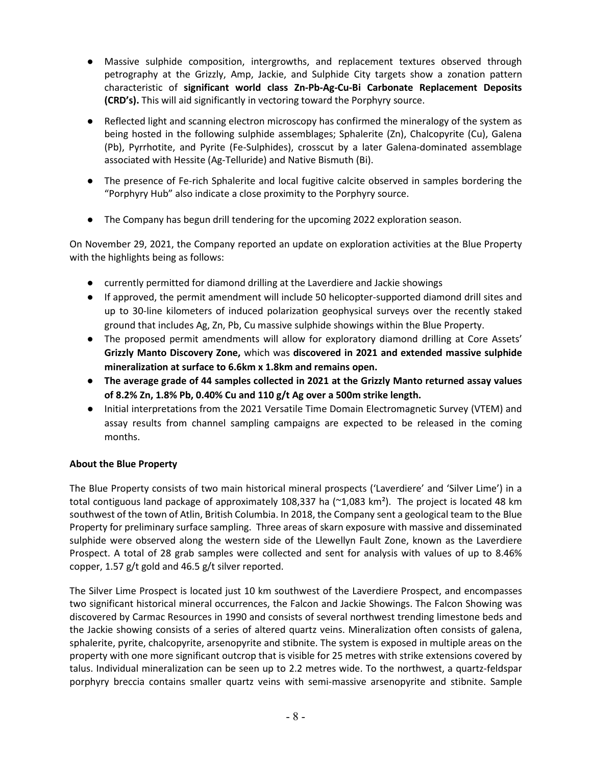- Massive sulphide composition, intergrowths, and replacement textures observed through petrography at the Grizzly, Amp, Jackie, and Sulphide City targets show a zonation pattern characteristic of **significant world class Zn-Pb-Ag-Cu-Bi Carbonate Replacement Deposits (CRD's).** This will aid significantly in vectoring toward the Porphyry source.
- Reflected light and scanning electron microscopy has confirmed the mineralogy of the system as being hosted in the following sulphide assemblages; Sphalerite (Zn), Chalcopyrite (Cu), Galena (Pb), Pyrrhotite, and Pyrite (Fe-Sulphides), crosscut by a later Galena-dominated assemblage associated with Hessite (Ag-Telluride) and Native Bismuth (Bi).
- The presence of Fe-rich Sphalerite and local fugitive calcite observed in samples bordering the "Porphyry Hub" also indicate a close proximity to the Porphyry source.
- The Company has begun drill tendering for the upcoming 2022 exploration season.

On November 29, 2021, the Company reported an update on exploration activities at the Blue Property with the highlights being as follows:

- currently permitted for diamond drilling at the Laverdiere and Jackie showings
- If approved, the permit amendment will include 50 helicopter-supported diamond drill sites and up to 30-line kilometers of induced polarization geophysical surveys over the recently staked ground that includes Ag, Zn, Pb, Cu massive sulphide showings within the Blue Property.
- The proposed permit amendments will allow for exploratory diamond drilling at Core Assets' **Grizzly Manto Discovery Zone,** which was **discovered in 2021 and extended massive sulphide mineralization at surface to 6.6km x 1.8km and remains open.**
- **The average grade of 44 samples collected in 2021 at the Grizzly Manto returned assay values of 8.2% Zn, 1.8% Pb, 0.40% Cu and 110 g/t Ag over a 500m strike length.**
- Initial interpretations from the 2021 Versatile Time Domain Electromagnetic Survey (VTEM) and assay results from channel sampling campaigns are expected to be released in the coming months.

**About the Blue Property**

The Blue Property consists of two main historical mineral prospects ('Laverdiere' and 'Silver Lime') in a total contiguous land package of approximately 108,337 ha (~1,083 km²). The project is located 48 km southwest of the town of Atlin, British Columbia. In 2018, the Company sent a geological team to the Blue Property for preliminary surface sampling. Three areas of skarn exposure with massive and disseminated sulphide were observed along the western side of the Llewellyn Fault Zone, known as the Laverdiere Prospect. A total of 28 grab samples were collected and sent for analysis with values of up to 8.46% copper, 1.57 g/t gold and 46.5 g/t silver reported.

The Silver Lime Prospect is located just 10 km southwest of the Laverdiere Prospect, and encompasses two significant historical mineral occurrences, the Falcon and Jackie Showings. The Falcon Showing was discovered by Carmac Resources in 1990 and consists of several northwest trending limestone beds and the Jackie showing consists of a series of altered quartz veins. Mineralization often consists of galena, sphalerite, pyrite, chalcopyrite, arsenopyrite and stibnite. The system is exposed in multiple areas on the property with one more significant outcrop that is visible for 25 metres with strike extensions covered by talus. Individual mineralization can be seen up to 2.2 metres wide. To the northwest, a quartz-feldspar porphyry breccia contains smaller quartz veins with semi-massive arsenopyrite and stibnite. Sample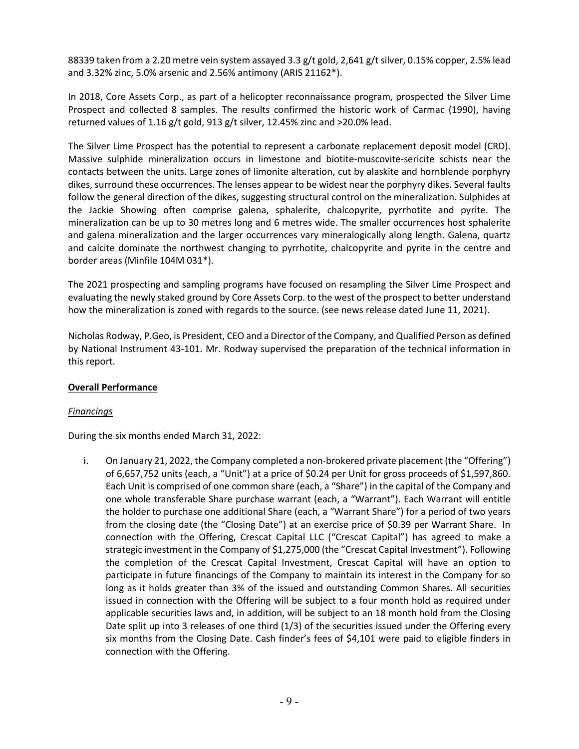88339 taken from a 2.20 metre vein system assayed 3.3 g/t gold, 2,641 g/t silver, 0.15% copper, 2.5% lead and 3.32% zinc, 5.0% arsenic and 2.56% antimony (ARIS 21162*).

In 2018, Core Assets Corp., as part of a helicopter reconnaissance program, prospected the Silver Lime Prospect and collected 8 samples. The results confirmed the historic work of Carmac (1990), having returned values of 1.16 g/t gold, 913 g/t silver, 12.45% zinc and >20.0% lead.

The Silver Lime Prospect has the potential to represent a carbonate replacement deposit model (CRD). Massive sulphide mineralization occurs in limestone and biotite-muscovite-sericite schists near the contacts between the units. Large zones of limonite alteration, cut by alaskite and hornblende porphyry dikes, surround these occurrences. The lenses appear to be widest near the porphyry dikes. Several faults follow the general direction of the dikes, suggesting structural control on the mineralization. Sulphides at the Jackie Showing often comprise galena, sphalerite, chalcopyrite, pyrrhotite and pyrite. The mineralization can be up to 30 metres long and 6 metres wide. The smaller occurrences host sphalerite and galena mineralization and the larger occurrences vary mineralogically along length. Galena, quartz and calcite dominate the northwest changing to pyrrhotite, chalcopyrite and pyrite in the centre and border areas (Minfile 104M 031*).

The 2021 prospecting and sampling programs have focused on resampling the Silver Lime Prospect and evaluating the newly staked ground by Core Assets Corp. to the west of the prospect to better understand how the mineralization is zoned with regards to the source. (see news release dated June 11, 2021).

Nicholas Rodway, P.Geo, is President, CEO and a Director of the Company, and Qualified Person as defined by National Instrument 43-101. Mr. Rodway supervised the preparation of the technical information in this report.

## Overall Performance

### *Financings*

During the six months ended March 31, 2022:

i. On January 21, 2022, the Company completed a non-brokered private placement (the "Offering") of 6,657,752 units (each, a "Unit") at a price of $0.24 per Unit for gross proceeds of $1,597,860. Each Unit is comprised of one common share (each, a "Share") in the capital of the Company and one whole transferable Share purchase warrant (each, a "Warrant"). Each Warrant will entitle the holder to purchase one additional Share (each, a "Warrant Share") for a period of two years from the closing date (the "Closing Date") at an exercise price of $0.39 per Warrant Share. In connection with the Offering, Crescat Capital LLC ("Crescat Capital") has agreed to make a strategic investment in the Company of $1,275,000 (the "Crescat Capital Investment"). Following the completion of the Crescat Capital Investment, Crescat Capital will have an option to participate in future financings of the Company to maintain its interest in the Company for so long as it holds greater than 3% of the issued and outstanding Common Shares. All securities issued in connection with the Offering will be subject to a four month hold as required under applicable securities laws and, in addition, will be subject to an 18 month hold from the Closing Date split up into 3 releases of one third (1/3) of the securities issued under the Offering every six months from the Closing Date. Cash finder's fees of $4,101 were paid to eligible finders in connection with the Offering.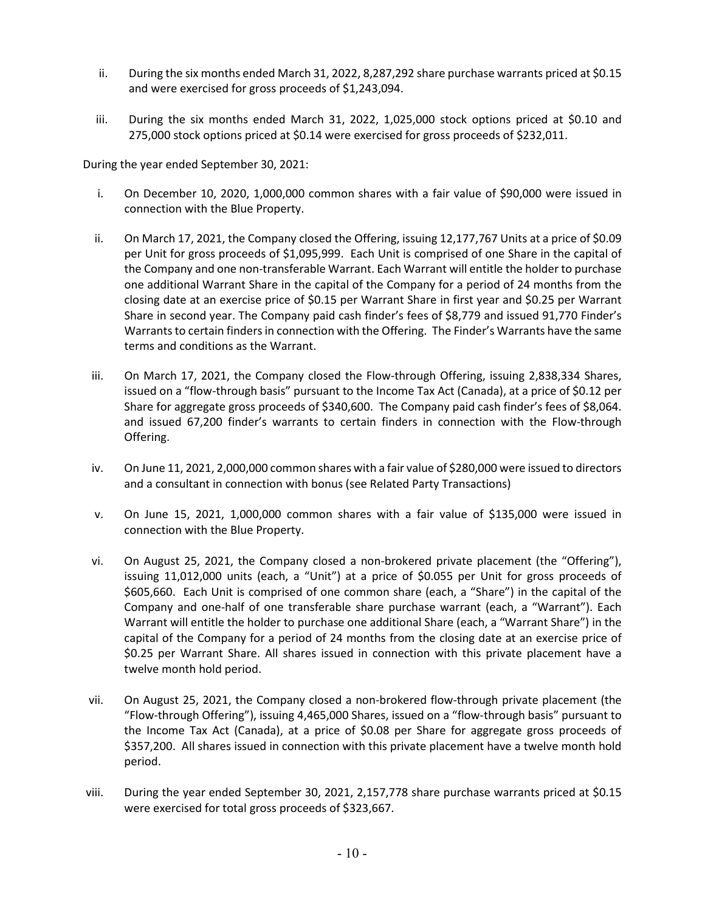ii. During the six months ended March 31, 2022, 8,287,292 share purchase warrants priced at $0.15 and were exercised for gross proceeds of $1,243,094.

iii. During the six months ended March 31, 2022, 1,025,000 stock options priced at $0.10 and 275,000 stock options priced at $0.14 were exercised for gross proceeds of $232,011.

During the year ended September 30, 2021:

i. On December 10, 2020, 1,000,000 common shares with a fair value of $90,000 were issued in connection with the Blue Property.

ii. On March 17, 2021, the Company closed the Offering, issuing 12,177,767 Units at a price of $0.09 per Unit for gross proceeds of $1,095,999. Each Unit is comprised of one Share in the capital of the Company and one non-transferable Warrant. Each Warrant will entitle the holder to purchase one additional Warrant Share in the capital of the Company for a period of 24 months from the closing date at an exercise price of $0.15 per Warrant Share in first year and $0.25 per Warrant Share in second year. The Company paid cash finder's fees of $8,779 and issued 91,770 Finder's Warrants to certain finders in connection with the Offering. The Finder's Warrants have the same terms and conditions as the Warrant.

iii. On March 17, 2021, the Company closed the Flow-through Offering, issuing 2,838,334 Shares, issued on a "flow-through basis" pursuant to the Income Tax Act (Canada), at a price of $0.12 per Share for aggregate gross proceeds of $340,600. The Company paid cash finder's fees of $8,064. and issued 67,200 finder's warrants to certain finders in connection with the Flow-through Offering.

iv. On June 11, 2021, 2,000,000 common shares with a fair value of $280,000 were issued to directors and a consultant in connection with bonus (see Related Party Transactions)

v. On June 15, 2021, 1,000,000 common shares with a fair value of $135,000 were issued in connection with the Blue Property.

vi. On August 25, 2021, the Company closed a non-brokered private placement (the "Offering"), issuing 11,012,000 units (each, a "Unit") at a price of $0.055 per Unit for gross proceeds of $605,660. Each Unit is comprised of one common share (each, a "Share") in the capital of the Company and one-half of one transferable share purchase warrant (each, a "Warrant"). Each Warrant will entitle the holder to purchase one additional Share (each, a "Warrant Share") in the capital of the Company for a period of 24 months from the closing date at an exercise price of $0.25 per Warrant Share. All shares issued in connection with this private placement have a twelve month hold period.

vii. On August 25, 2021, the Company closed a non-brokered flow-through private placement (the "Flow-through Offering"), issuing 4,465,000 Shares, issued on a "flow-through basis" pursuant to the Income Tax Act (Canada), at a price of $0.08 per Share for aggregate gross proceeds of $357,200. All shares issued in connection with this private placement have a twelve month hold period.

viii. During the year ended September 30, 2021, 2,157,778 share purchase warrants priced at $0.15 were exercised for total gross proceeds of $323,667.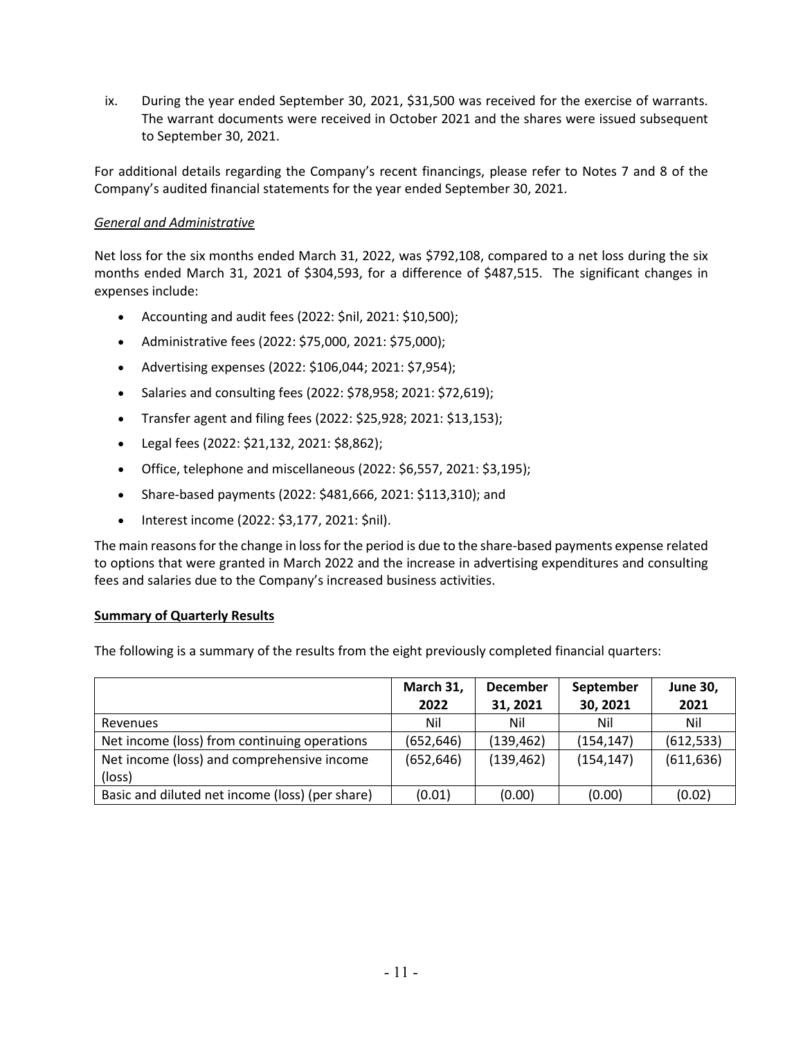ix. During the year ended September 30, 2021, $31,500 was received for the exercise of warrants. The warrant documents were received in October 2021 and the shares were issued subsequent to September 30, 2021.

For additional details regarding the Company's recent financings, please refer to Notes 7 and 8 of the Company's audited financial statements for the year ended September 30, 2021.

*General and Administrative*

Net loss for the six months ended March 31, 2022, was $792,108, compared to a net loss during the six months ended March 31, 2021 of $304,593, for a difference of $487,515. The significant changes in expenses include:

- Accounting and audit fees (2022: $nil, 2021: $10,500);
- Administrative fees (2022: $75,000, 2021: $75,000);
- Advertising expenses (2022: $106,044; 2021: $7,954);
- Salaries and consulting fees (2022: $78,958; 2021: $72,619);
- Transfer agent and filing fees (2022: $25,928; 2021: $13,153);
- Legal fees (2022: $21,132, 2021: $8,862);
- Office, telephone and miscellaneous (2022: $6,557, 2021: $3,195);
- Share-based payments (2022: $481,666, 2021: $113,310); and
- Interest income (2022: $3,177, 2021: $nil).

The main reasons for the change in loss for the period is due to the share-based payments expense related to options that were granted in March 2022 and the increase in advertising expenditures and consulting fees and salaries due to the Company's increased business activities.

**Summary of Quarterly Results**

The following is a summary of the results from the eight previously completed financial quarters:

| | March 31, 2022 | December 31, 2021 | September 30, 2021 | June 30, 2021 |
|---|---|---|---|---|
| Revenues | Nil | Nil | Nil | Nil |
| Net income (loss) from continuing operations | (652,646) | (139,462) | (154,147) | (612,533) |
| Net income (loss) and comprehensive income (loss) | (652,646) | (139,462) | (154,147) | (611,636) |
| Basic and diluted net income (loss) (per share) | (0.01) | (0.00) | (0.00) | (0.02) |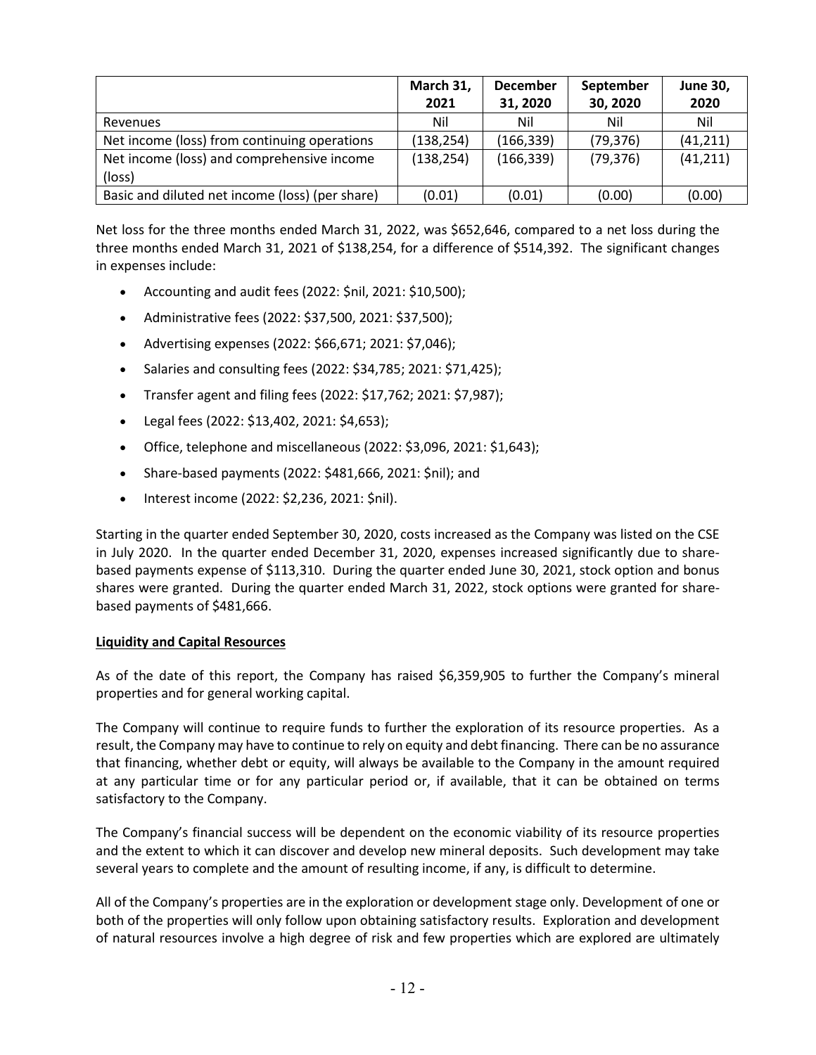| | March 31, 2021 | December 31, 2020 | September 30, 2020 | June 30, 2020 |
|---|---|---|---|---|
| Revenues | Nil | Nil | Nil | Nil |
| Net income (loss) from continuing operations | (138,254) | (166,339) | (79,376) | (41,211) |
| Net income (loss) and comprehensive income (loss) | (138,254) | (166,339) | (79,376) | (41,211) |
| Basic and diluted net income (loss) (per share) | (0.01) | (0.01) | (0.00) | (0.00) |

Net loss for the three months ended March 31, 2022, was $652,646, compared to a net loss during the three months ended March 31, 2021 of $138,254, for a difference of $514,392. The significant changes in expenses include:

- Accounting and audit fees (2022: $nil, 2021: $10,500);
- Administrative fees (2022: $37,500, 2021: $37,500);
- Advertising expenses (2022: $66,671; 2021: $7,046);
- Salaries and consulting fees (2022: $34,785; 2021: $71,425);
- Transfer agent and filing fees (2022: $17,762; 2021: $7,987);
- Legal fees (2022: $13,402, 2021: $4,653);
- Office, telephone and miscellaneous (2022: $3,096, 2021: $1,643);
- Share-based payments (2022: $481,666, 2021: $nil); and
- Interest income (2022: $2,236, 2021: $nil).

Starting in the quarter ended September 30, 2020, costs increased as the Company was listed on the CSE in July 2020. In the quarter ended December 31, 2020, expenses increased significantly due to share-based payments expense of $113,310. During the quarter ended June 30, 2021, stock option and bonus shares were granted. During the quarter ended March 31, 2022, stock options were granted for share-based payments of $481,666.

**Liquidity and Capital Resources**

As of the date of this report, the Company has raised $6,359,905 to further the Company's mineral properties and for general working capital.

The Company will continue to require funds to further the exploration of its resource properties. As a result, the Company may have to continue to rely on equity and debt financing. There can be no assurance that financing, whether debt or equity, will always be available to the Company in the amount required at any particular time or for any particular period or, if available, that it can be obtained on terms satisfactory to the Company.

The Company's financial success will be dependent on the economic viability of its resource properties and the extent to which it can discover and develop new mineral deposits. Such development may take several years to complete and the amount of resulting income, if any, is difficult to determine.

All of the Company's properties are in the exploration or development stage only. Development of one or both of the properties will only follow upon obtaining satisfactory results. Exploration and development of natural resources involve a high degree of risk and few properties which are explored are ultimately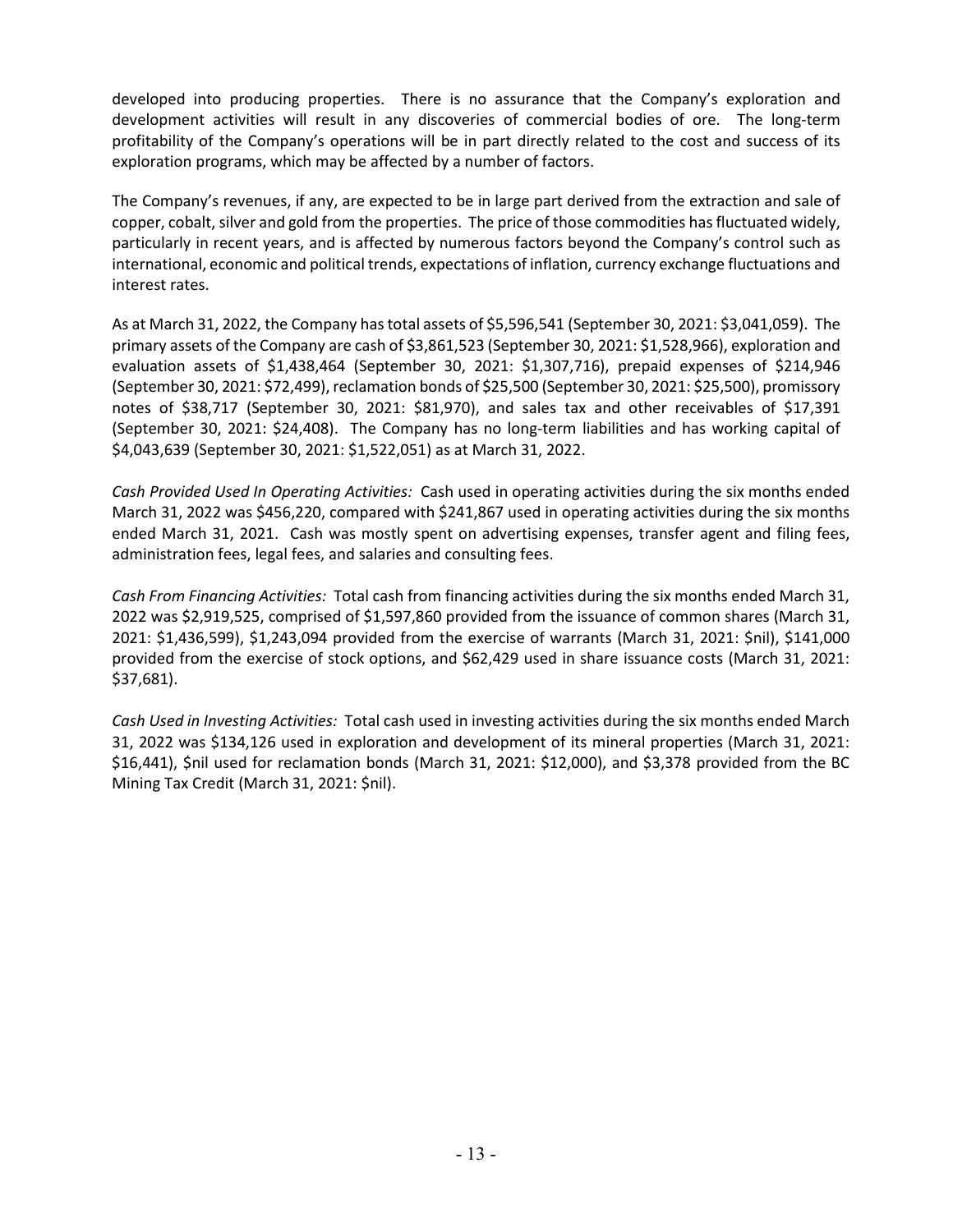developed into producing properties. There is no assurance that the Company's exploration and development activities will result in any discoveries of commercial bodies of ore. The long-term profitability of the Company's operations will be in part directly related to the cost and success of its exploration programs, which may be affected by a number of factors.

The Company's revenues, if any, are expected to be in large part derived from the extraction and sale of copper, cobalt, silver and gold from the properties. The price of those commodities has fluctuated widely, particularly in recent years, and is affected by numerous factors beyond the Company's control such as international, economic and political trends, expectations of inflation, currency exchange fluctuations and interest rates.

As at March 31, 2022, the Company has total assets of $5,596,541 (September 30, 2021: $3,041,059). The primary assets of the Company are cash of $3,861,523 (September 30, 2021: $1,528,966), exploration and evaluation assets of $1,438,464 (September 30, 2021: $1,307,716), prepaid expenses of $214,946 (September 30, 2021: $72,499), reclamation bonds of $25,500 (September 30, 2021: $25,500), promissory notes of $38,717 (September 30, 2021: $81,970), and sales tax and other receivables of $17,391 (September 30, 2021: $24,408). The Company has no long-term liabilities and has working capital of $4,043,639 (September 30, 2021: $1,522,051) as at March 31, 2022.

*Cash Provided Used In Operating Activities:* Cash used in operating activities during the six months ended March 31, 2022 was $456,220, compared with $241,867 used in operating activities during the six months ended March 31, 2021. Cash was mostly spent on advertising expenses, transfer agent and filing fees, administration fees, legal fees, and salaries and consulting fees.

*Cash From Financing Activities:* Total cash from financing activities during the six months ended March 31, 2022 was $2,919,525, comprised of $1,597,860 provided from the issuance of common shares (March 31, 2021: $1,436,599), $1,243,094 provided from the exercise of warrants (March 31, 2021: $nil), $141,000 provided from the exercise of stock options, and $62,429 used in share issuance costs (March 31, 2021: $37,681).

*Cash Used in Investing Activities:* Total cash used in investing activities during the six months ended March 31, 2022 was $134,126 used in exploration and development of its mineral properties (March 31, 2021: $16,441), $nil used for reclamation bonds (March 31, 2021: $12,000), and $3,378 provided from the BC Mining Tax Credit (March 31, 2021: $nil).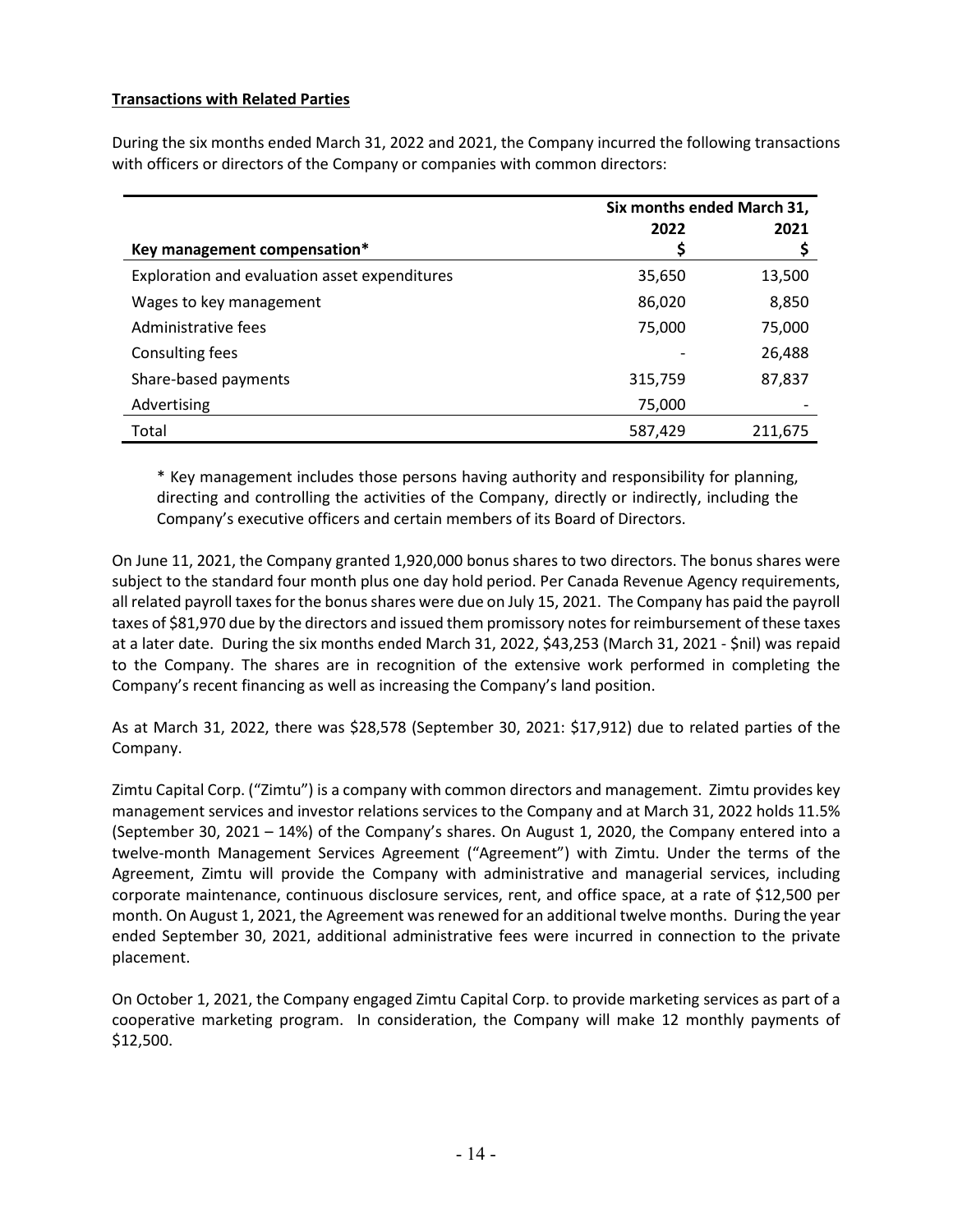**Transactions with Related Parties**

During the six months ended March 31, 2022 and 2021, the Company incurred the following transactions with officers or directors of the Company or companies with common directors:

| | Six months ended March 31, | |
|---|---|---|
| | 2022 | 2021 |
| **Key management compensation*** | $ | $ |
| Exploration and evaluation asset expenditures | 35,650 | 13,500 |
| Wages to key management | 86,020 | 8,850 |
| Administrative fees | 75,000 | 75,000 |
| Consulting fees | - | 26,488 |
| Share-based payments | 315,759 | 87,837 |
| Advertising | 75,000 | - |
| Total | 587,429 | 211,675 |

\* Key management includes those persons having authority and responsibility for planning, directing and controlling the activities of the Company, directly or indirectly, including the Company's executive officers and certain members of its Board of Directors.

On June 11, 2021, the Company granted 1,920,000 bonus shares to two directors. The bonus shares were subject to the standard four month plus one day hold period. Per Canada Revenue Agency requirements, all related payroll taxes for the bonus shares were due on July 15, 2021. The Company has paid the payroll taxes of $81,970 due by the directors and issued them promissory notes for reimbursement of these taxes at a later date. During the six months ended March 31, 2022, $43,253 (March 31, 2021 - $nil) was repaid to the Company. The shares are in recognition of the extensive work performed in completing the Company's recent financing as well as increasing the Company's land position.

As at March 31, 2022, there was $28,578 (September 30, 2021: $17,912) due to related parties of the Company.

Zimtu Capital Corp. ("Zimtu") is a company with common directors and management. Zimtu provides key management services and investor relations services to the Company and at March 31, 2022 holds 11.5% (September 30, 2021 – 14%) of the Company's shares. On August 1, 2020, the Company entered into a twelve-month Management Services Agreement ("Agreement") with Zimtu. Under the terms of the Agreement, Zimtu will provide the Company with administrative and managerial services, including corporate maintenance, continuous disclosure services, rent, and office space, at a rate of $12,500 per month. On August 1, 2021, the Agreement was renewed for an additional twelve months. During the year ended September 30, 2021, additional administrative fees were incurred in connection to the private placement.

On October 1, 2021, the Company engaged Zimtu Capital Corp. to provide marketing services as part of a cooperative marketing program. In consideration, the Company will make 12 monthly payments of $12,500.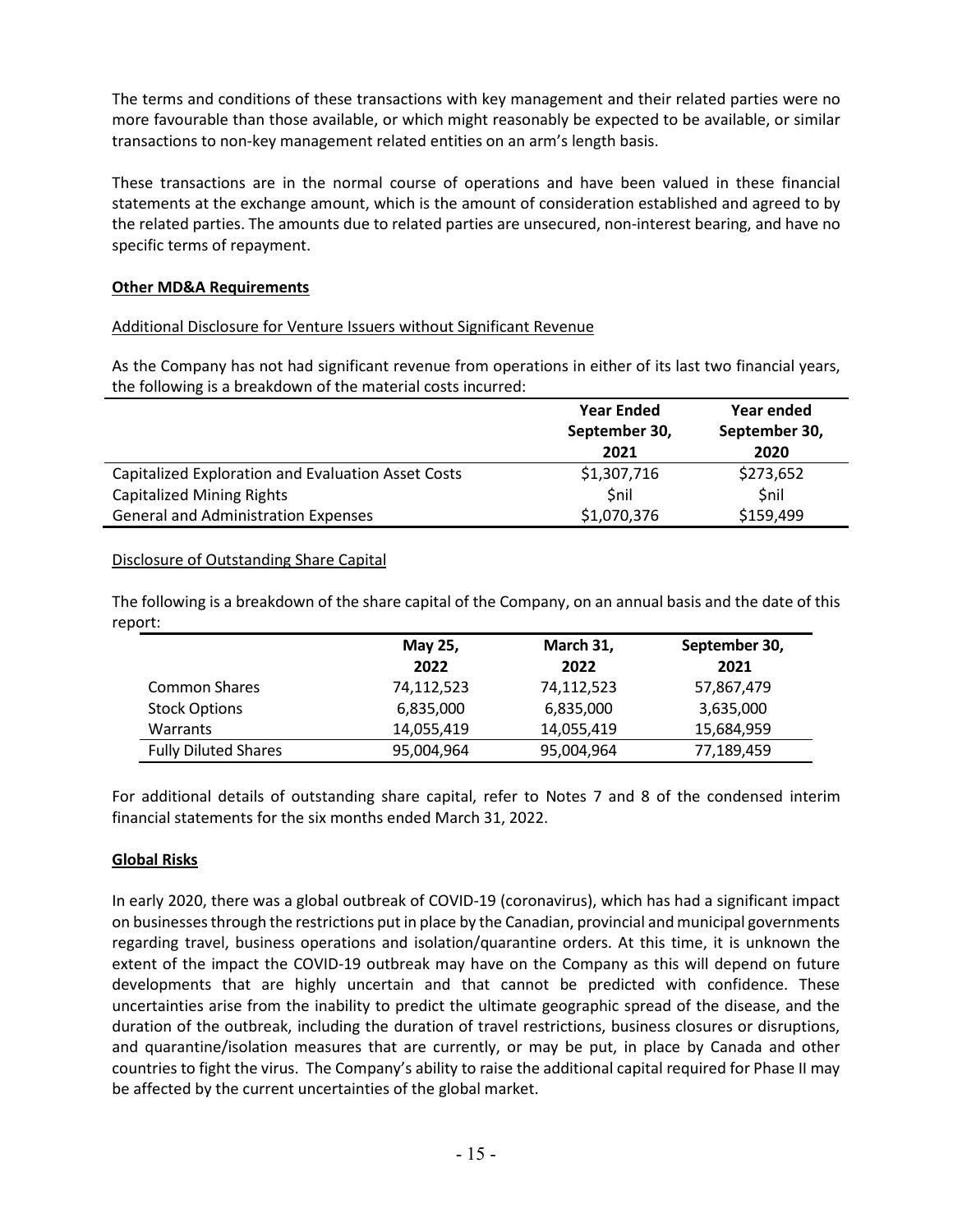The terms and conditions of these transactions with key management and their related parties were no more favourable than those available, or which might reasonably be expected to be available, or similar transactions to non-key management related entities on an arm's length basis.

These transactions are in the normal course of operations and have been valued in these financial statements at the exchange amount, which is the amount of consideration established and agreed to by the related parties. The amounts due to related parties are unsecured, non-interest bearing, and have no specific terms of repayment.

**Other MD&A Requirements**

Additional Disclosure for Venture Issuers without Significant Revenue

As the Company has not had significant revenue from operations in either of its last two financial years, the following is a breakdown of the material costs incurred:

| | Year Ended September 30, 2021 | Year ended September 30, 2020 |
|---|---|---|
| Capitalized Exploration and Evaluation Asset Costs | $1,307,716 | $273,652 |
| Capitalized Mining Rights | $nil | $nil |
| General and Administration Expenses | $1,070,376 | $159,499 |

Disclosure of Outstanding Share Capital

The following is a breakdown of the share capital of the Company, on an annual basis and the date of this report:

| | May 25, 2022 | March 31, 2022 | September 30, 2021 |
|---|---|---|---|
| Common Shares | 74,112,523 | 74,112,523 | 57,867,479 |
| Stock Options | 6,835,000 | 6,835,000 | 3,635,000 |
| Warrants | 14,055,419 | 14,055,419 | 15,684,959 |
| Fully Diluted Shares | 95,004,964 | 95,004,964 | 77,189,459 |

For additional details of outstanding share capital, refer to Notes 7 and 8 of the condensed interim financial statements for the six months ended March 31, 2022.

**Global Risks**

In early 2020, there was a global outbreak of COVID-19 (coronavirus), which has had a significant impact on businesses through the restrictions put in place by the Canadian, provincial and municipal governments regarding travel, business operations and isolation/quarantine orders. At this time, it is unknown the extent of the impact the COVID-19 outbreak may have on the Company as this will depend on future developments that are highly uncertain and that cannot be predicted with confidence. These uncertainties arise from the inability to predict the ultimate geographic spread of the disease, and the duration of the outbreak, including the duration of travel restrictions, business closures or disruptions, and quarantine/isolation measures that are currently, or may be put, in place by Canada and other countries to fight the virus. The Company's ability to raise the additional capital required for Phase II may be affected by the current uncertainties of the global market.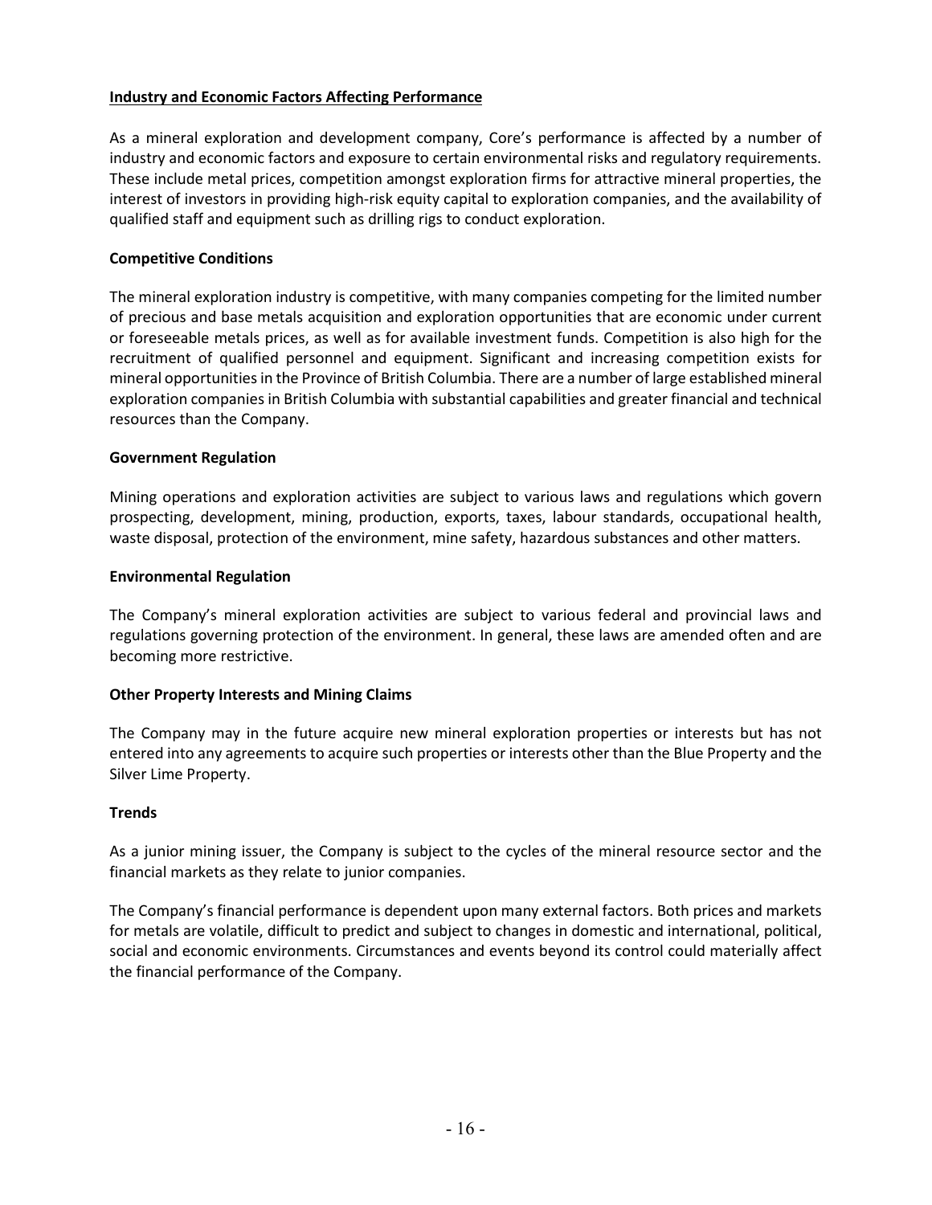## Industry and Economic Factors Affecting Performance

As a mineral exploration and development company, Core's performance is affected by a number of industry and economic factors and exposure to certain environmental risks and regulatory requirements. These include metal prices, competition amongst exploration firms for attractive mineral properties, the interest of investors in providing high-risk equity capital to exploration companies, and the availability of qualified staff and equipment such as drilling rigs to conduct exploration.

### Competitive Conditions

The mineral exploration industry is competitive, with many companies competing for the limited number of precious and base metals acquisition and exploration opportunities that are economic under current or foreseeable metals prices, as well as for available investment funds. Competition is also high for the recruitment of qualified personnel and equipment. Significant and increasing competition exists for mineral opportunities in the Province of British Columbia. There are a number of large established mineral exploration companies in British Columbia with substantial capabilities and greater financial and technical resources than the Company.

### Government Regulation

Mining operations and exploration activities are subject to various laws and regulations which govern prospecting, development, mining, production, exports, taxes, labour standards, occupational health, waste disposal, protection of the environment, mine safety, hazardous substances and other matters.

### Environmental Regulation

The Company's mineral exploration activities are subject to various federal and provincial laws and regulations governing protection of the environment. In general, these laws are amended often and are becoming more restrictive.

### Other Property Interests and Mining Claims

The Company may in the future acquire new mineral exploration properties or interests but has not entered into any agreements to acquire such properties or interests other than the Blue Property and the Silver Lime Property.

### Trends

As a junior mining issuer, the Company is subject to the cycles of the mineral resource sector and the financial markets as they relate to junior companies.

The Company's financial performance is dependent upon many external factors. Both prices and markets for metals are volatile, difficult to predict and subject to changes in domestic and international, political, social and economic environments. Circumstances and events beyond its control could materially affect the financial performance of the Company.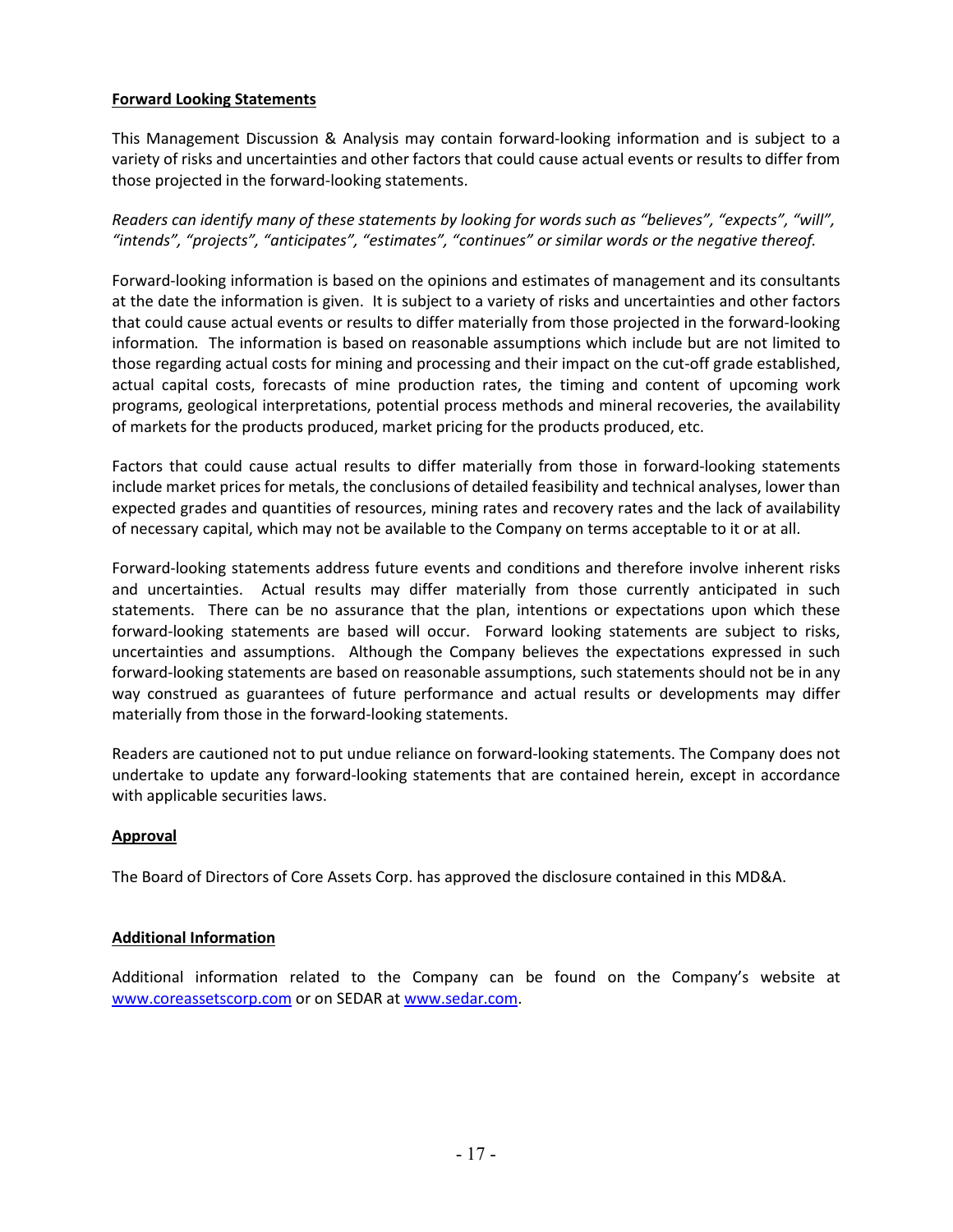## Forward Looking Statements

This Management Discussion & Analysis may contain forward-looking information and is subject to a variety of risks and uncertainties and other factors that could cause actual events or results to differ from those projected in the forward-looking statements.

*Readers can identify many of these statements by looking for words such as "believes", "expects", "will", "intends", "projects", "anticipates", "estimates", "continues" or similar words or the negative thereof.*

Forward-looking information is based on the opinions and estimates of management and its consultants at the date the information is given. It is subject to a variety of risks and uncertainties and other factors that could cause actual events or results to differ materially from those projected in the forward-looking information. The information is based on reasonable assumptions which include but are not limited to those regarding actual costs for mining and processing and their impact on the cut-off grade established, actual capital costs, forecasts of mine production rates, the timing and content of upcoming work programs, geological interpretations, potential process methods and mineral recoveries, the availability of markets for the products produced, market pricing for the products produced, etc.

Factors that could cause actual results to differ materially from those in forward-looking statements include market prices for metals, the conclusions of detailed feasibility and technical analyses, lower than expected grades and quantities of resources, mining rates and recovery rates and the lack of availability of necessary capital, which may not be available to the Company on terms acceptable to it or at all.

Forward-looking statements address future events and conditions and therefore involve inherent risks and uncertainties. Actual results may differ materially from those currently anticipated in such statements. There can be no assurance that the plan, intentions or expectations upon which these forward-looking statements are based will occur. Forward looking statements are subject to risks, uncertainties and assumptions. Although the Company believes the expectations expressed in such forward-looking statements are based on reasonable assumptions, such statements should not be in any way construed as guarantees of future performance and actual results or developments may differ materially from those in the forward-looking statements.

Readers are cautioned not to put undue reliance on forward-looking statements. The Company does not undertake to update any forward-looking statements that are contained herein, except in accordance with applicable securities laws.

## Approval

The Board of Directors of Core Assets Corp. has approved the disclosure contained in this MD&A.

## Additional Information

Additional information related to the Company can be found on the Company's website at www.coreassetscorp.com or on SEDAR at www.sedar.com.